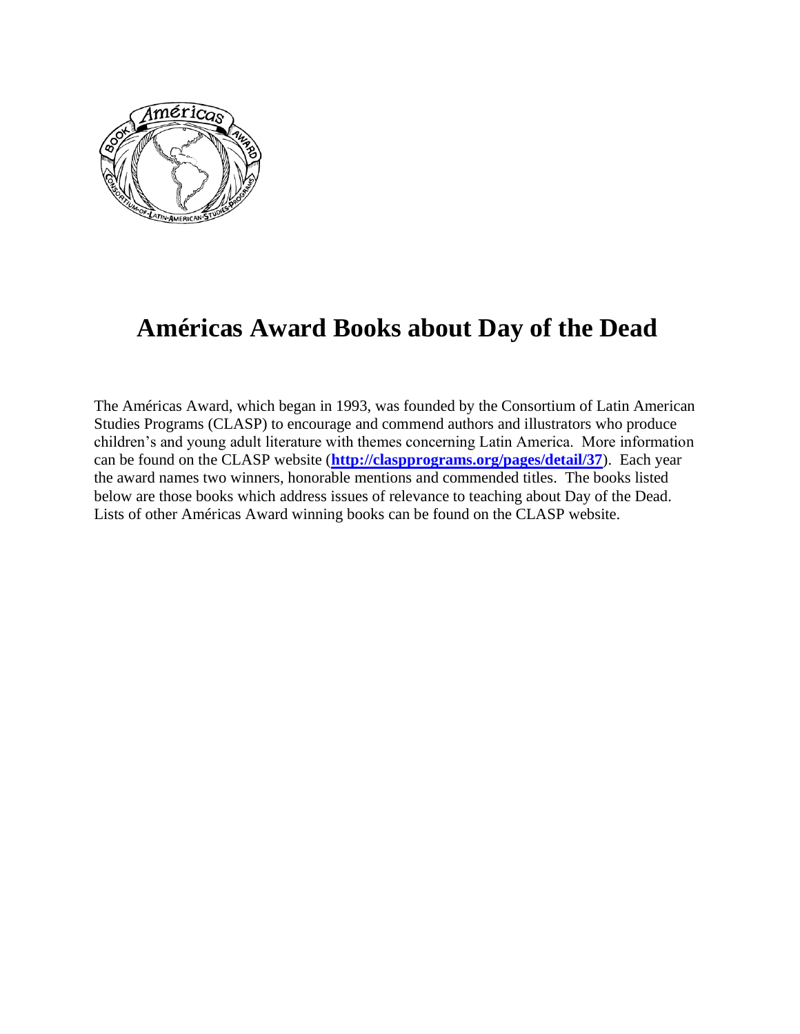# Américas Award Books about Day of the Dead

The Américas Award, which began in 1993, was founded by the Consortium of Latin American Studies Programs (CLASP) to encourage and commend authors and illustrators who produce children's and young adult literature with themes concerning Latin America. More information can be found on the CLASP website (**http://claspprograms.org/pages/detail/37**). Each year the award names two winners, honorable mentions and commended titles. The books listed below are those books which address issues of relevance to teaching about Day of the Dead. Lists of other Américas Award winning books can be found on the CLASP website.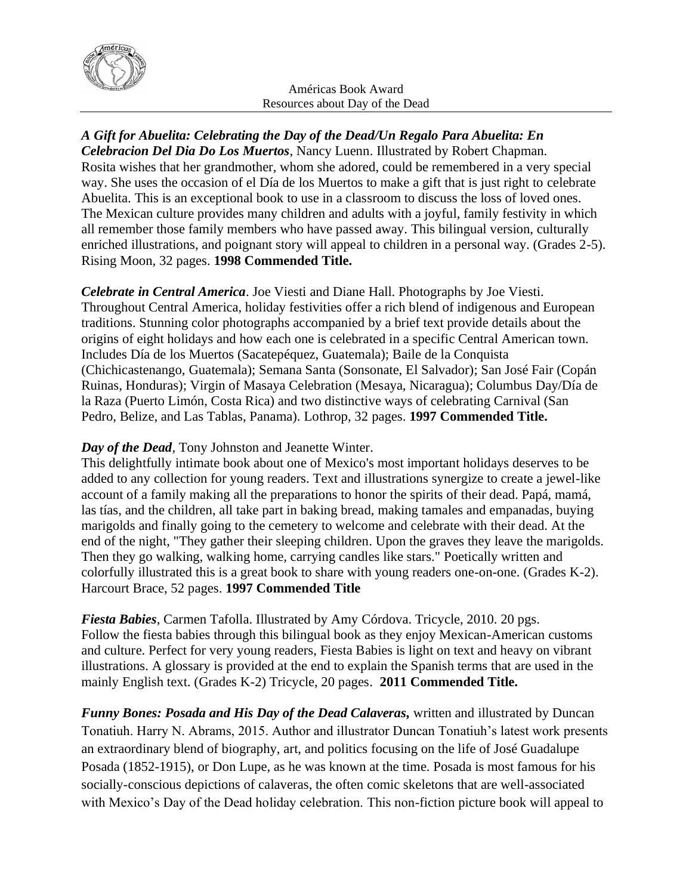Américas Book Award
Resources about Day of the Dead

***A Gift for Abuelita: Celebrating the Day of the Dead/Un Regalo Para Abuelita: En Celebracion Del Dia Do Los Muertos***, Nancy Luenn. Illustrated by Robert Chapman. Rosita wishes that her grandmother, whom she adored, could be remembered in a very special way. She uses the occasion of el Día de los Muertos to make a gift that is just right to celebrate Abuelita. This is an exceptional book to use in a classroom to discuss the loss of loved ones. The Mexican culture provides many children and adults with a joyful, family festivity in which all remember those family members who have passed away. This bilingual version, culturally enriched illustrations, and poignant story will appeal to children in a personal way. (Grades 2-5). Rising Moon, 32 pages. **1998 Commended Title.**

***Celebrate in Central America***. Joe Viesti and Diane Hall. Photographs by Joe Viesti. Throughout Central America, holiday festivities offer a rich blend of indigenous and European traditions. Stunning color photographs accompanied by a brief text provide details about the origins of eight holidays and how each one is celebrated in a specific Central American town. Includes Día de los Muertos (Sacatepéquez, Guatemala); Baile de la Conquista (Chichicastenango, Guatemala); Semana Santa (Sonsonate, El Salvador); San José Fair (Copán Ruinas, Honduras); Virgin of Masaya Celebration (Mesaya, Nicaragua); Columbus Day/Día de la Raza (Puerto Limón, Costa Rica) and two distinctive ways of celebrating Carnival (San Pedro, Belize, and Las Tablas, Panama). Lothrop, 32 pages. **1997 Commended Title.**

***Day of the Dead***, Tony Johnston and Jeanette Winter.
This delightfully intimate book about one of Mexico's most important holidays deserves to be added to any collection for young readers. Text and illustrations synergize to create a jewel-like account of a family making all the preparations to honor the spirits of their dead. Papá, mamá, las tías, and the children, all take part in baking bread, making tamales and empanadas, buying marigolds and finally going to the cemetery to welcome and celebrate with their dead. At the end of the night, "They gather their sleeping children. Upon the graves they leave the marigolds. Then they go walking, walking home, carrying candles like stars." Poetically written and colorfully illustrated this is a great book to share with young readers one-on-one. (Grades K-2). Harcourt Brace, 52 pages. **1997 Commended Title**

***Fiesta Babies***, Carmen Tafolla. Illustrated by Amy Córdova. Tricycle, 2010. 20 pgs. Follow the fiesta babies through this bilingual book as they enjoy Mexican-American customs and culture. Perfect for very young readers, Fiesta Babies is light on text and heavy on vibrant illustrations. A glossary is provided at the end to explain the Spanish terms that are used in the mainly English text. (Grades K-2) Tricycle, 20 pages. **2011 Commended Title.**

***Funny Bones: Posada and His Day of the Dead Calaveras*****,** written and illustrated by Duncan Tonatiuh. Harry N. Abrams, 2015. Author and illustrator Duncan Tonatiuh's latest work presents an extraordinary blend of biography, art, and politics focusing on the life of José Guadalupe Posada (1852-1915), or Don Lupe, as he was known at the time. Posada is most famous for his socially-conscious depictions of calaveras, the often comic skeletons that are well-associated with Mexico's Day of the Dead holiday celebration. This non-fiction picture book will appeal to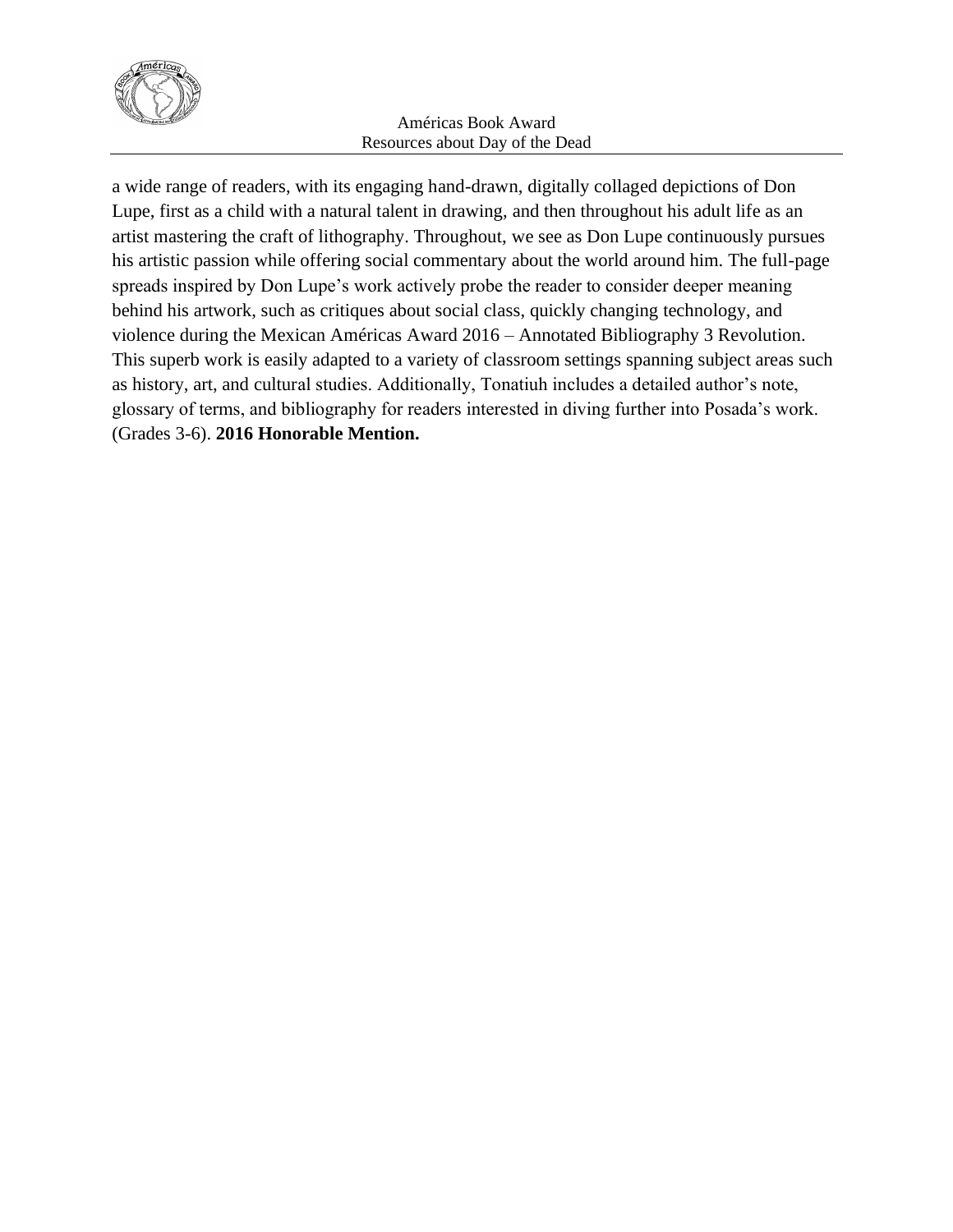a wide range of readers, with its engaging hand-drawn, digitally collaged depictions of Don Lupe, first as a child with a natural talent in drawing, and then throughout his adult life as an artist mastering the craft of lithography. Throughout, we see as Don Lupe continuously pursues his artistic passion while offering social commentary about the world around him. The full-page spreads inspired by Don Lupe's work actively probe the reader to consider deeper meaning behind his artwork, such as critiques about social class, quickly changing technology, and violence during the Mexican Américas Award 2016 – Annotated Bibliography 3 Revolution. This superb work is easily adapted to a variety of classroom settings spanning subject areas such as history, art, and cultural studies. Additionally, Tonatiuh includes a detailed author's note, glossary of terms, and bibliography for readers interested in diving further into Posada's work. (Grades 3-6). **2016 Honorable Mention.**